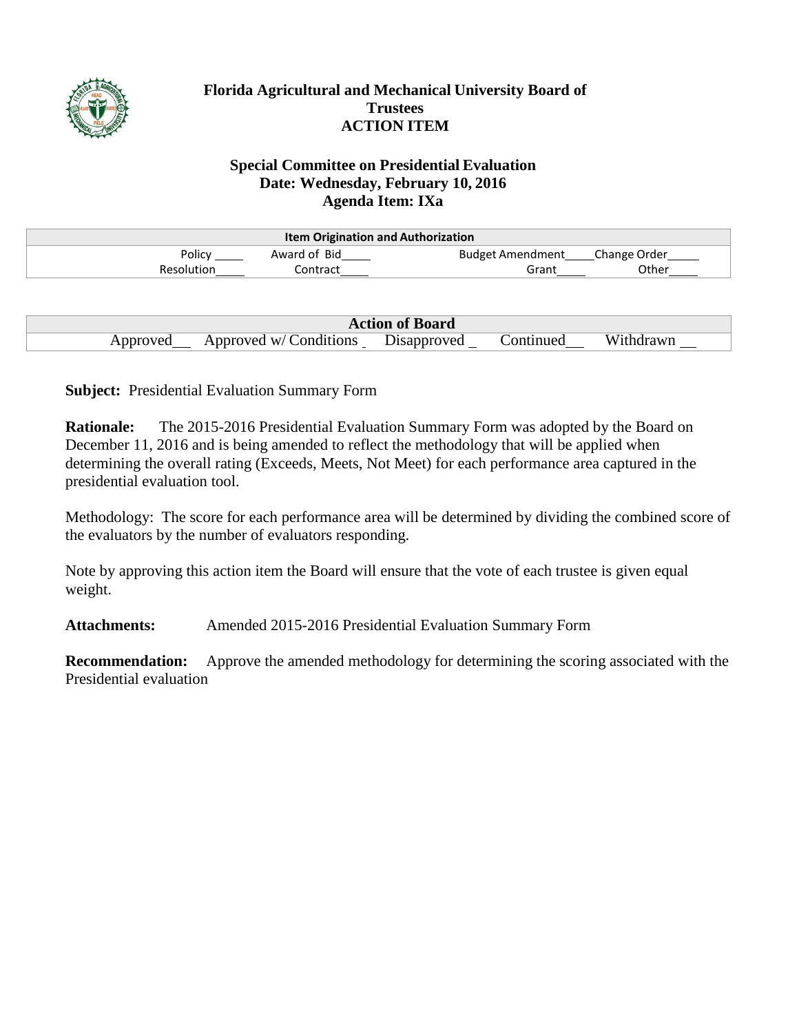# Florida Agricultural and Mechanical University Board of Trustees
## ACTION ITEM

### Special Committee on Presidential Evaluation
### Date: Wednesday, February 10, 2016
### Agenda Item: IXa

| Item Origination and Authorization | | | |
|---|---|---|---|
| Policy ____ | Award of Bid____ | Budget Amendment____ | Change Order_____ |
| Resolution____ | Contract____ | Grant____ | Other____ |

| Action of Board | | | | |
|---|---|---|---|---|
| Approved__ | Approved w/ Conditions _ | Disapproved _ | Continued__ | Withdrawn __ |

**Subject:** Presidential Evaluation Summary Form

**Rationale:** The 2015-2016 Presidential Evaluation Summary Form was adopted by the Board on December 11, 2016 and is being amended to reflect the methodology that will be applied when determining the overall rating (Exceeds, Meets, Not Meet) for each performance area captured in the presidential evaluation tool.

Methodology: The score for each performance area will be determined by dividing the combined score of the evaluators by the number of evaluators responding.

Note by approving this action item the Board will ensure that the vote of each trustee is given equal weight.

**Attachments:** Amended 2015-2016 Presidential Evaluation Summary Form

**Recommendation:** Approve the amended methodology for determining the scoring associated with the Presidential evaluation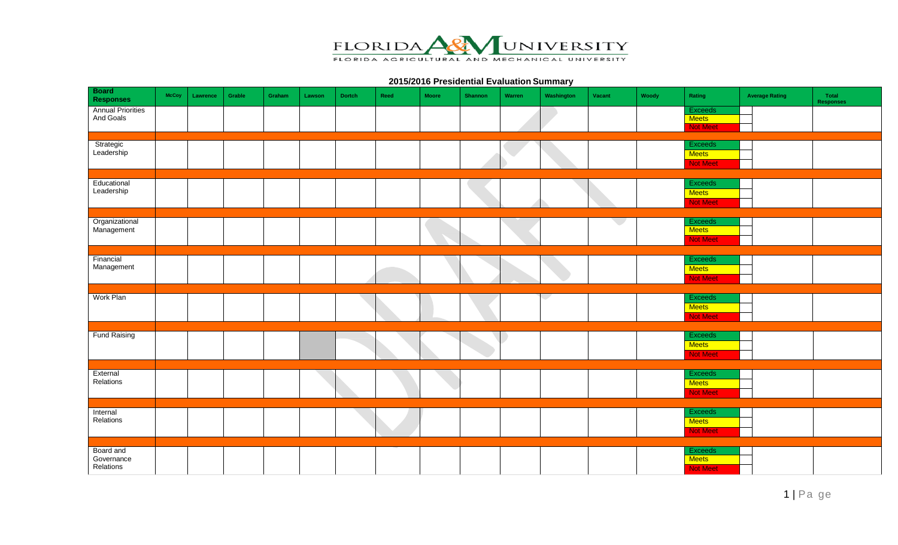FLORIDA A&M UNIVERSITY
FLORIDA AGRICULTURAL AND MECHANICAL UNIVERSITY

## 2015/2016 Presidential Evaluation Summary

| Board Responses | McCoy | Lawrence | Grable | Graham | Lawson | Dortch | Reed | Moore | Shannon | Warren | Washington | Vacant | Woody | Rating | Average Rating | Total Responses |
|---|---|---|---|---|---|---|---|---|---|---|---|---|---|---|---|---|
| Annual Priorities And Goals | | | | | | | | | | | | | | Exceeds<br>Meets<br>Not Meet | | |
| Strategic Leadership | | | | | | | | | | | | | | Exceeds<br>Meets<br>Not Meet | | |
| Educational Leadership | | | | | | | | | | | | | | Exceeds<br>Meets<br>Not Meet | | |
| Organizational Management | | | | | | | | | | | | | | Exceeds<br>Meets<br>Not Meet | | |
| Financial Management | | | | | | | | | | | | | | Exceeds<br>Meets<br>Not Meet | | |
| Work Plan | | | | | | | | | | | | | | Exceeds<br>Meets<br>Not Meet | | |
| Fund Raising | | | | | | | | | | | | | | Exceeds<br>Meets<br>Not Meet | | |
| External Relations | | | | | | | | | | | | | | Exceeds<br>Meets<br>Not Meet | | |
| Internal Relations | | | | | | | | | | | | | | Exceeds<br>Meets<br>Not Meet | | |
| Board and Governance Relations | | | | | | | | | | | | | | Exceeds<br>Meets<br>Not Meet | | |

DRAFT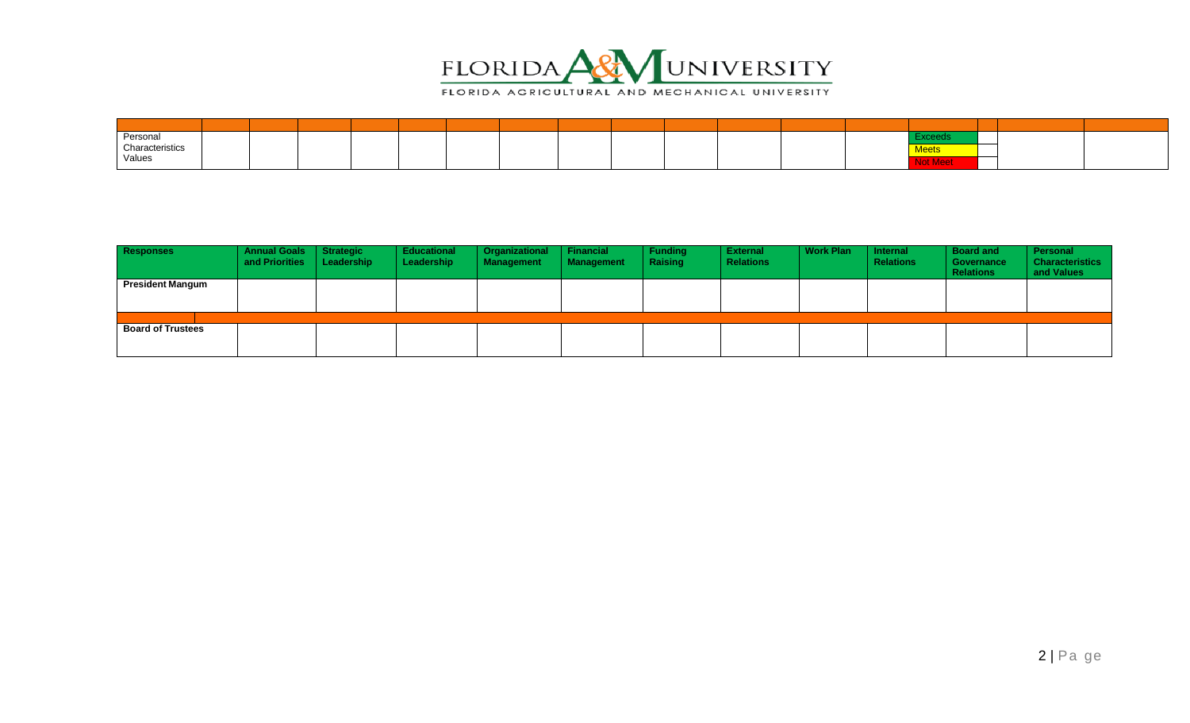| | | | | | | | | | | | | | | | |
|---|---|---|---|---|---|---|---|---|---|---|---|---|---|---|---|
| Personal Characteristics Values | | | | | | | | | | | | | Exceeds<br>Meets<br>Not Meet | | |

| Responses | Annual Goals and Priorities | Strategic Leadership | Educational Leadership | Organizational Management | Financial Management | Funding Raising | External Relations | Work Plan | Internal Relations | Board and Governance Relations | Personal Characteristics and Values |
|---|---|---|---|---|---|---|---|---|---|---|---|
| **President Mangum** | | | | | | | | | | | |
| | | | | | | | | | | | |
| **Board of Trustees** | | | | | | | | | | | |